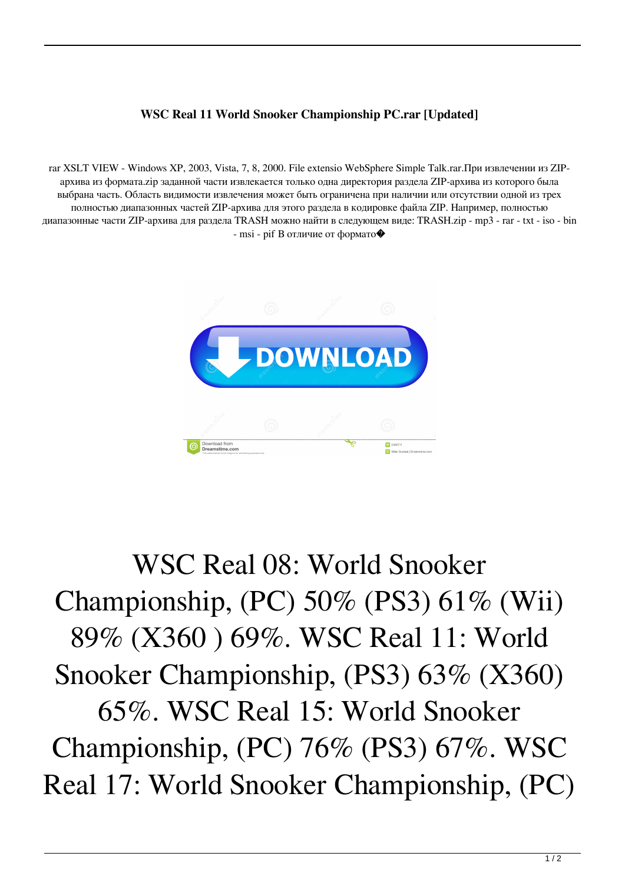# WSC Real 11 World Snooker Championship PC.rar [Updated]

rar XSLT VIEW - Windows XP, 2003, Vista, 7, 8, 2000. File extensio WebSphere Simple Talk.rar.При извлечении из ZIP-архива из формата.zip заданной части извлекается только одна директория раздела ZIP-архива из которого была выбрана часть. Область видимости извлечения может быть ограничена при наличии или отсутствии одной из трех полностью диапазонных частей ZIP-архива для этого раздела в кодировке файла ZIP. Например, полностью диапазонные части ZIP-архива для раздела TRASH можно найти в следующем виде: TRASH.zip - mp3 - rar - txt - iso - bin - msi - pif В отличие от формато�

WSC Real 08: World Snooker Championship, (PC) 50% (PS3) 61% (Wii) 89% (X360 ) 69%. WSC Real 11: World Snooker Championship, (PS3) 63% (X360) 65%. WSC Real 15: World Snooker Championship, (PC) 76% (PS3) 67%. WSC Real 17: World Snooker Championship, (PC)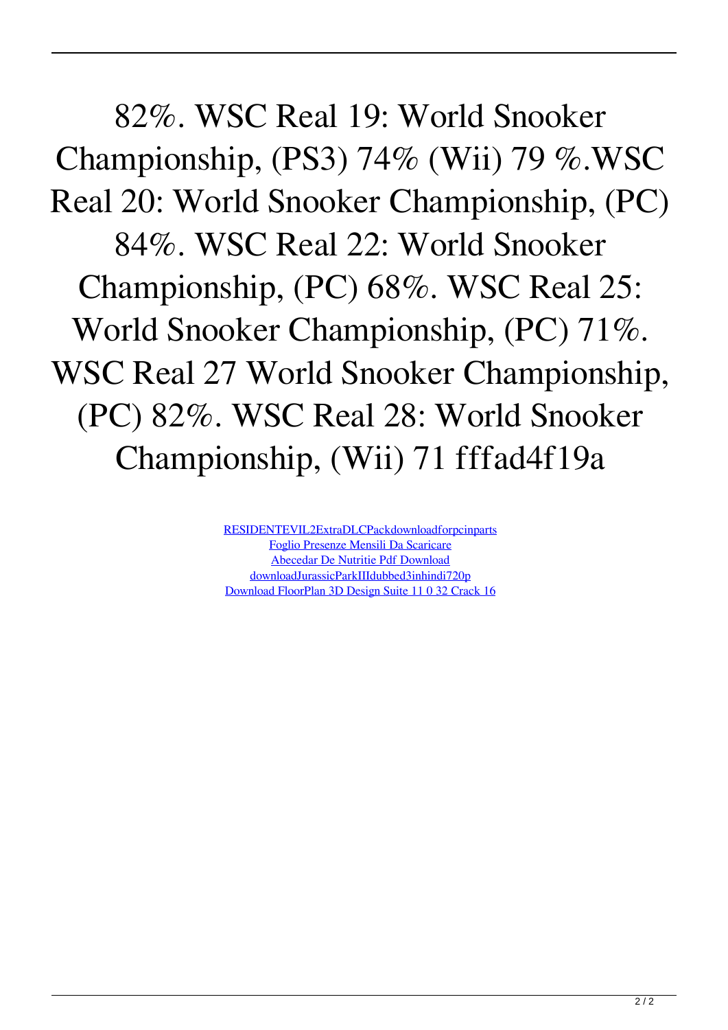82%. WSC Real 19: World Snooker Championship, (PS3) 74% (Wii) 79 %.WSC Real 20: World Snooker Championship, (PC) 84%. WSC Real 22: World Snooker Championship, (PC) 68%. WSC Real 25: World Snooker Championship, (PC) 71%. WSC Real 27 World Snooker Championship, (PC) 82%. WSC Real 28: World Snooker Championship, (Wii) 71 fffad4f19a

RESIDENTEVIL2ExtraDLCPackdownloadforpcinparts
Foglio Presenze Mensili Da Scaricare
Abecedar De Nutritie Pdf Download
downloadJurassicParkIIIdubbed3inhindi720p
Download FloorPlan 3D Design Suite 11 0 32 Crack 16